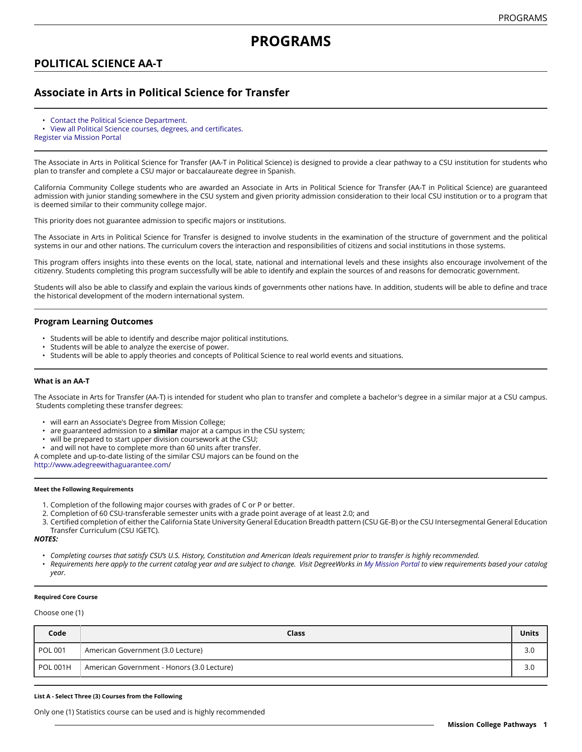# PROGRAMS

## POLITICAL SCIENCE AA-T

## Associate in Arts in Political Science for Transfer

- Contact the Political Science Department.
- View all Political Science courses, degrees, and certificates.

Register via Mission Portal

The Associate in Arts in Political Science for Transfer (AA-T in Political Science) is designed to provide a clear pathway to a CSU institution for students who plan to transfer and complete a CSU major or baccalaureate degree in Spanish.

California Community College students who are awarded an Associate in Arts in Political Science for Transfer (AA-T in Political Science) are guaranteed admission with junior standing somewhere in the CSU system and given priority admission consideration to their local CSU institution or to a program that is deemed similar to their community college major.

This priority does not guarantee admission to specific majors or institutions.

The Associate in Arts in Political Science for Transfer is designed to involve students in the examination of the structure of government and the political systems in our and other nations. The curriculum covers the interaction and responsibilities of citizens and social institutions in those systems.

This program offers insights into these events on the local, state, national and international levels and these insights also encourage involvement of the citizenry. Students completing this program successfully will be able to identify and explain the sources of and reasons for democratic government.

Students will also be able to classify and explain the various kinds of governments other nations have. In addition, students will be able to define and trace the historical development of the modern international system.

### Program Learning Outcomes

- Students will be able to identify and describe major political institutions.
- Students will be able to analyze the exercise of power.
- Students will be able to apply theories and concepts of Political Science to real world events and situations.

#### What is an AA-T

The Associate in Arts for Transfer (AA-T) is intended for student who plan to transfer and complete a bachelor's degree in a similar major at a CSU campus. Students completing these transfer degrees:

- will earn an Associate's Degree from Mission College;
- are guaranteed admission to a **similar** major at a campus in the CSU system;
- will be prepared to start upper division coursework at the CSU;
- and will not have to complete more than 60 units after transfer.

A complete and up-to-date listing of the similar CSU majors can be found on the http://www.adegreewithaguarantee.com/

##### Meet the Following Requirements

1. Completion of the following major courses with grades of C or P or better.
2. Completion of 60 CSU-transferable semester units with a grade point average of at least 2.0; and
3. Certified completion of either the California State University General Education Breadth pattern (CSU GE-B) or the CSU Intersegmental General Education Transfer Curriculum (CSU IGETC).

***NOTES:***

- *Completing courses that satisfy CSU's U.S. History, Constitution and American Ideals requirement prior to transfer is highly recommended.*
- *Requirements here apply to the current catalog year and are subject to change. Visit DegreeWorks in My Mission Portal to view requirements based your catalog year.*

##### Required Core Course

Choose one (1)

| Code | Class | Units |
|---|---|---|
| POL 001 | American Government (3.0 Lecture) | 3.0 |
| POL 001H | American Government - Honors (3.0 Lecture) | 3.0 |

##### List A - Select Three (3) Courses from the Following

Only one (1) Statistics course can be used and is highly recommended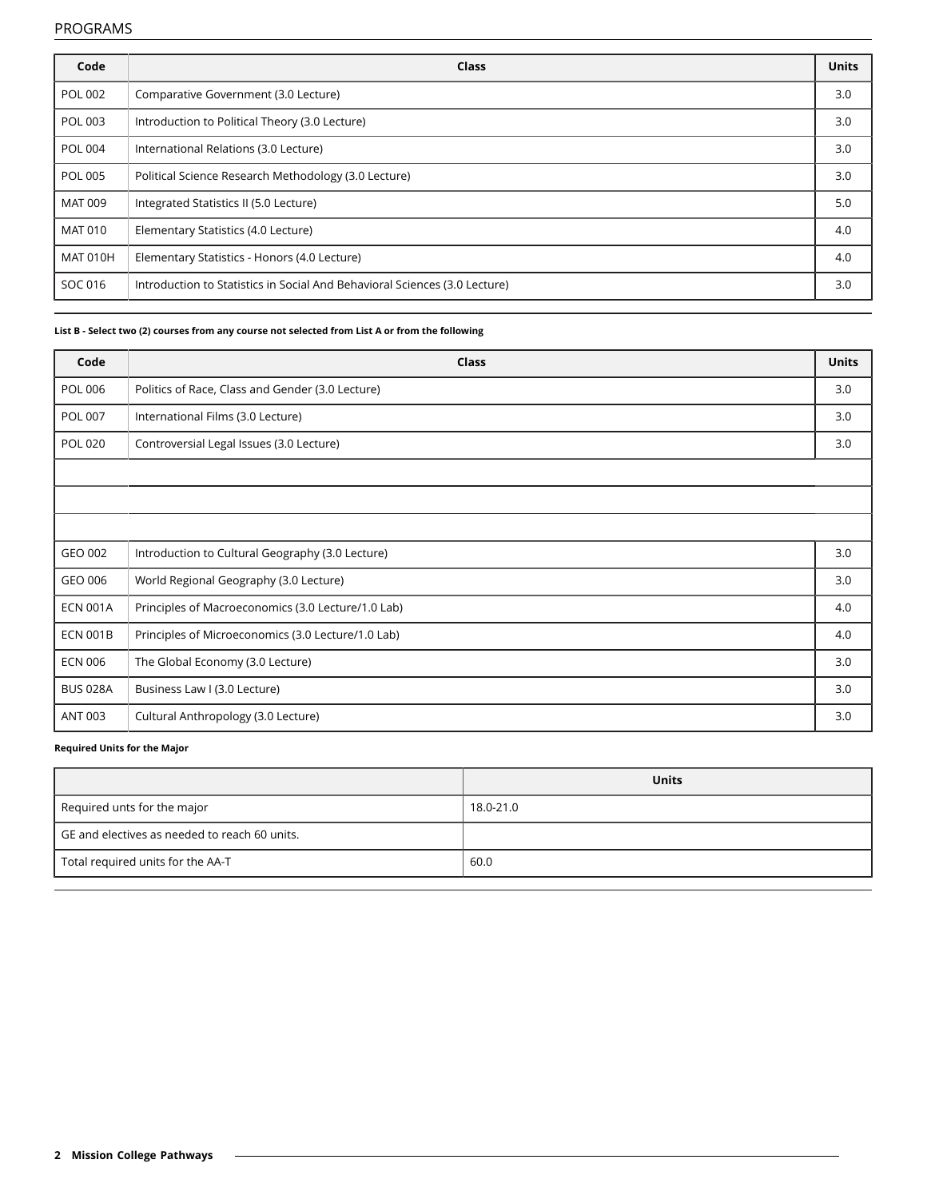| Code | Class | Units |
|---|---|---|
| POL 002 | Comparative Government (3.0 Lecture) | 3.0 |
| POL 003 | Introduction to Political Theory (3.0 Lecture) | 3.0 |
| POL 004 | International Relations (3.0 Lecture) | 3.0 |
| POL 005 | Political Science Research Methodology (3.0 Lecture) | 3.0 |
| MAT 009 | Integrated Statistics II (5.0 Lecture) | 5.0 |
| MAT 010 | Elementary Statistics (4.0 Lecture) | 4.0 |
| MAT 010H | Elementary Statistics - Honors (4.0 Lecture) | 4.0 |
| SOC 016 | Introduction to Statistics in Social And Behavioral Sciences (3.0 Lecture) | 3.0 |

**List B - Select two (2) courses from any course not selected from List A or from the following**

| Code | Class | Units |
|---|---|---|
| POL 006 | Politics of Race, Class and Gender (3.0 Lecture) | 3.0 |
| POL 007 | International Films (3.0 Lecture) | 3.0 |
| POL 020 | Controversial Legal Issues (3.0 Lecture) | 3.0 |
| | | |
| | | |
| | | |
| GEO 002 | Introduction to Cultural Geography (3.0 Lecture) | 3.0 |
| GEO 006 | World Regional Geography (3.0 Lecture) | 3.0 |
| ECN 001A | Principles of Macroeconomics (3.0 Lecture/1.0 Lab) | 4.0 |
| ECN 001B | Principles of Microeconomics (3.0 Lecture/1.0 Lab) | 4.0 |
| ECN 006 | The Global Economy (3.0 Lecture) | 3.0 |
| BUS 028A | Business Law I (3.0 Lecture) | 3.0 |
| ANT 003 | Cultural Anthropology (3.0 Lecture) | 3.0 |

**Required Units for the Major**

| | Units |
|---|---|
| Required unts for the major | 18.0-21.0 |
| GE and electives as needed to reach 60 units. | |
| Total required units for the AA-T | 60.0 |